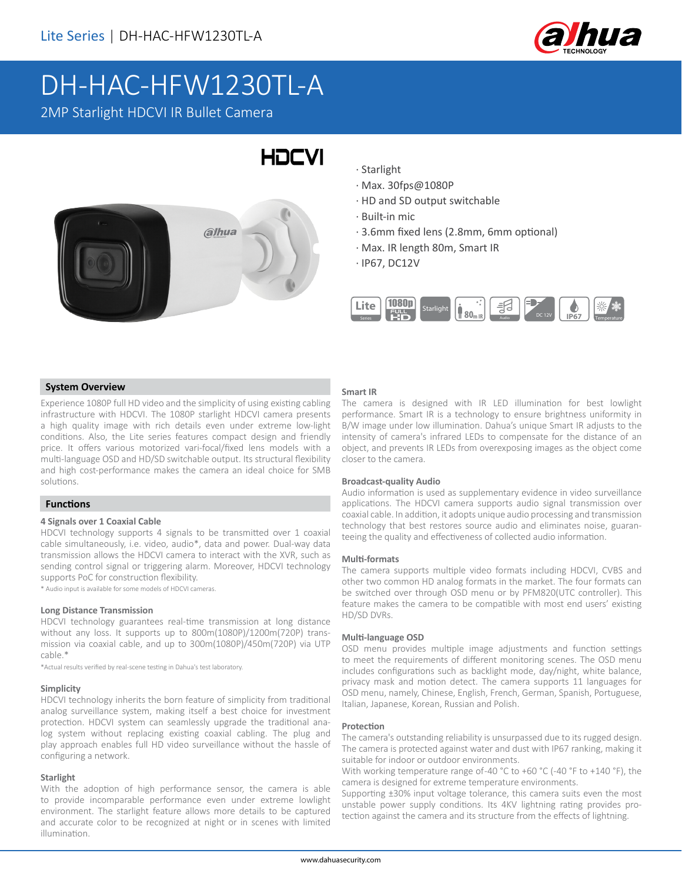Lite Series | DH-HAC-HFW1230TL-A

# DH-HAC-HFW1230TL-A

2MP Starlight HDCVI IR Bullet Camera

- Starlight
- Max. 30fps@1080P
- HD and SD output switchable
- Built-in mic
- 3.6mm fixed lens (2.8mm, 6mm optional)
- Max. IR length 80m, Smart IR
- IP67, DC12V

## System Overview

Experience 1080P full HD video and the simplicity of using existing cabling infrastructure with HDCVI. The 1080P starlight HDCVI camera presents a high quality image with rich details even under extreme low-light conditions. Also, the Lite series features compact design and friendly price. It offers various motorized vari-focal/fixed lens models with a multi-language OSD and HD/SD switchable output. Its structural flexibility and high cost-performance makes the camera an ideal choice for SMB solutions.

## Functions

### 4 Signals over 1 Coaxial Cable

HDCVI technology supports 4 signals to be transmitted over 1 coaxial cable simultaneously, i.e. video, audio*, data and power. Dual-way data transmission allows the HDCVI camera to interact with the XVR, such as sending control signal or triggering alarm. Moreover, HDCVI technology supports PoC for construction flexibility.

* Audio input is available for some models of HDCVI cameras.

### Long Distance Transmission

HDCVI technology guarantees real-time transmission at long distance without any loss. It supports up to 800m(1080P)/1200m(720P) transmission via coaxial cable, and up to 300m(1080P)/450m(720P) via UTP cable.*

*Actual results verified by real-scene testing in Dahua's test laboratory.

### Simplicity

HDCVI technology inherits the born feature of simplicity from traditional analog surveillance system, making itself a best choice for investment protection. HDCVI system can seamlessly upgrade the traditional analog system without replacing existing coaxial cabling. The plug and play approach enables full HD video surveillance without the hassle of configuring a network.

### Starlight

With the adoption of high performance sensor, the camera is able to provide incomparable performance even under extreme lowlight environment. The starlight feature allows more details to be captured and accurate color to be recognized at night or in scenes with limited illumination.

### Smart IR

The camera is designed with IR LED illumination for best lowlight performance. Smart IR is a technology to ensure brightness uniformity in B/W image under low illumination. Dahua's unique Smart IR adjusts to the intensity of camera's infrared LEDs to compensate for the distance of an object, and prevents IR LEDs from overexposing images as the object come closer to the camera.

### Broadcast-quality Audio

Audio information is used as supplementary evidence in video surveillance applications. The HDCVI camera supports audio signal transmission over coaxial cable. In addition, it adopts unique audio processing and transmission technology that best restores source audio and eliminates noise, guaranteeing the quality and effectiveness of collected audio information.

### Multi-formats

The camera supports multiple video formats including HDCVI, CVBS and other two common HD analog formats in the market. The four formats can be switched over through OSD menu or by PFM820(UTC controller). This feature makes the camera to be compatible with most end users' existing HD/SD DVRs.

### Multi-language OSD

OSD menu provides multiple image adjustments and function settings to meet the requirements of different monitoring scenes. The OSD menu includes configurations such as backlight mode, day/night, white balance, privacy mask and motion detect. The camera supports 11 languages for OSD menu, namely, Chinese, English, French, German, Spanish, Portuguese, Italian, Japanese, Korean, Russian and Polish.

### Protection

The camera's outstanding reliability is unsurpassed due to its rugged design. The camera is protected against water and dust with IP67 ranking, making it suitable for indoor or outdoor environments.

With working temperature range of-40 °C to +60 °C (-40 °F to +140 °F), the camera is designed for extreme temperature environments.

Supporting ±30% input voltage tolerance, this camera suits even the most unstable power supply conditions. Its 4KV lightning rating provides protection against the camera and its structure from the effects of lightning.

www.dahuasecurity.com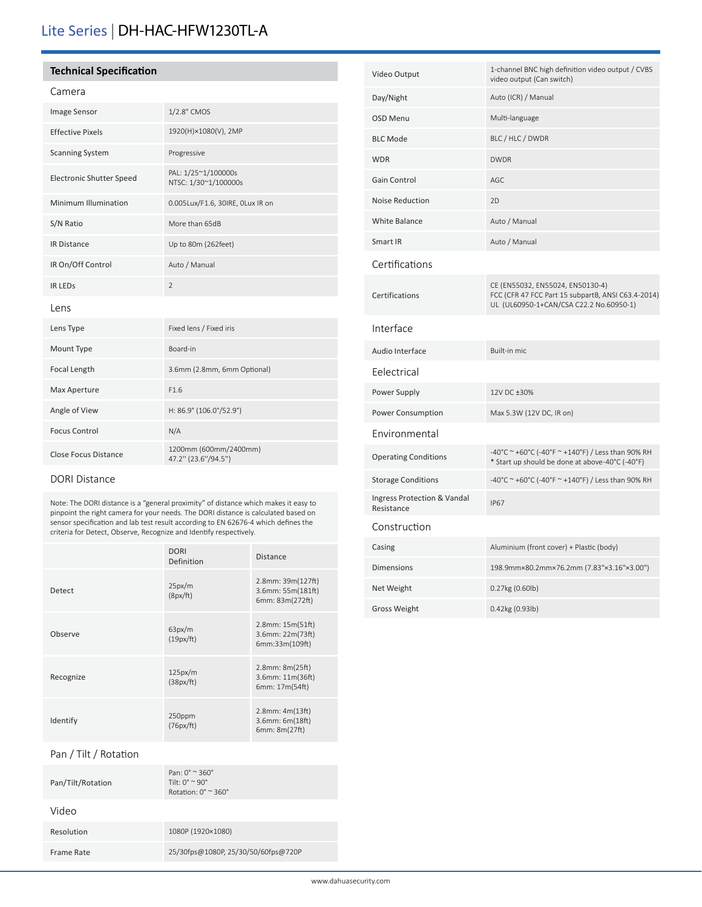# Lite Series | DH-HAC-HFW1230TL-A

## Technical Specification

### Camera

| | |
|---|---|
| Image Sensor | 1/2.8" CMOS |
| Effective Pixels | 1920(H)×1080(V), 2MP |
| Scanning System | Progressive |
| Electronic Shutter Speed | PAL: 1/25~1/100000s<br>NTSC: 1/30~1/100000s |
| Minimum Illumination | 0.005Lux/F1.6, 30IRE, 0Lux IR on |
| S/N Ratio | More than 65dB |
| IR Distance | Up to 80m (262feet) |
| IR On/Off Control | Auto / Manual |
| IR LEDs | 2 |

### Lens

| | |
|---|---|
| Lens Type | Fixed lens / Fixed iris |
| Mount Type | Board-in |
| Focal Length | 3.6mm (2.8mm, 6mm Optional) |
| Max Aperture | F1.6 |
| Angle of View | H: 86.9° (106.0°/52.9°) |
| Focus Control | N/A |
| Close Focus Distance | 1200mm (600mm/2400mm)<br>47.2" (23.6"/94.5") |

### DORI Distance

Note: The DORI distance is a "general proximity" of distance which makes it easy to pinpoint the right camera for your needs. The DORI distance is calculated based on sensor specification and lab test result according to EN 62676-4 which defines the criteria for Detect, Observe, Recognize and Identify respectively.

| | DORI Definition | Distance |
|---|---|---|
| Detect | 25px/m<br>(8px/ft) | 2.8mm: 39m(127ft)<br>3.6mm: 55m(181ft)<br>6mm: 83m(272ft) |
| Observe | 63px/m<br>(19px/ft) | 2.8mm: 15m(51ft)<br>3.6mm: 22m(73ft)<br>6mm:33m(109ft) |
| Recognize | 125px/m<br>(38px/ft) | 2.8mm: 8m(25ft)<br>3.6mm: 11m(36ft)<br>6mm: 17m(54ft) |
| Identify | 250ppm<br>(76px/ft) | 2.8mm: 4m(13ft)<br>3.6mm: 6m(18ft)<br>6mm: 8m(27ft) |

### Pan / Tilt / Rotation

| | |
|---|---|
| Pan/Tilt/Rotation | Pan: 0° ~ 360°<br>Tilt: 0° ~ 90°<br>Rotation: 0° ~ 360° |

### Video

| | |
|---|---|
| Resolution | 1080P (1920×1080) |
| Frame Rate | 25/30fps@1080P, 25/30/50/60fps@720P |
| Video Output | 1-channel BNC high definition video output / CVBS video output (Can switch) |
| Day/Night | Auto (ICR) / Manual |
| OSD Menu | Multi-language |
| BLC Mode | BLC / HLC / DWDR |
| WDR | DWDR |
| Gain Control | AGC |
| Noise Reduction | 2D |
| White Balance | Auto / Manual |
| Smart IR | Auto / Manual |

### Certifications

| | |
|---|---|
| Certifications | CE (EN55032, EN55024, EN50130-4)<br>FCC (CFR 47 FCC Part 15 subpartB, ANSI C63.4-2014)<br>UL (UL60950-1+CAN/CSA C22.2 No.60950-1) |

### Interface

| | |
|---|---|
| Audio Interface | Built-in mic |

### Eelectrical

| | |
|---|---|
| Power Supply | 12V DC ±30% |
| Power Consumption | Max 5.3W (12V DC, IR on) |

### Environmental

| | |
|---|---|
| Operating Conditions | -40°C ~ +60°C (-40°F ~ +140°F) / Less than 90% RH<br>* Start up should be done at above-40°C (-40°F) |
| Storage Conditions | -40°C ~ +60°C (-40°F ~ +140°F) / Less than 90% RH |
| Ingress Protection & Vandal Resistance | IP67 |

### Construction

| | |
|---|---|
| Casing | Aluminium (front cover) + Plastic (body) |
| Dimensions | 198.9mm×80.2mm×76.2mm (7.83"×3.16"×3.00") |
| Net Weight | 0.27kg (0.60lb) |
| Gross Weight | 0.42kg (0.93lb) |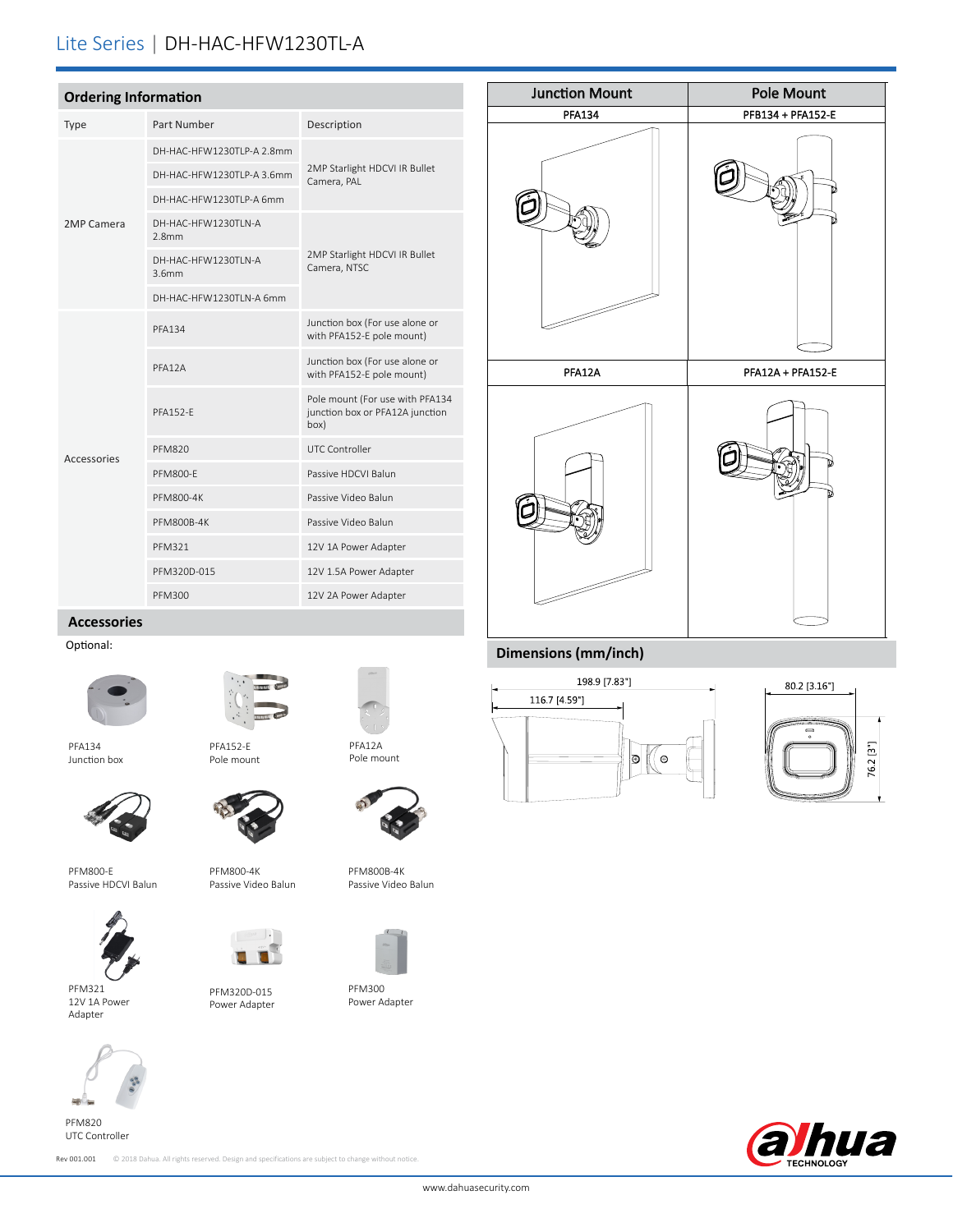# Lite Series | DH-HAC-HFW1230TL-A

## Ordering Information

| Type | Part Number | Description |
|---|---|---|
| 2MP Camera | DH-HAC-HFW1230TLP-A 2.8mm | 2MP Starlight HDCVI IR Bullet Camera, PAL |
| | DH-HAC-HFW1230TLP-A 3.6mm | |
| | DH-HAC-HFW1230TLP-A 6mm | |
| | DH-HAC-HFW1230TLN-A 2.8mm | 2MP Starlight HDCVI IR Bullet Camera, NTSC |
| | DH-HAC-HFW1230TLN-A 3.6mm | |
| | DH-HAC-HFW1230TLN-A 6mm | |
| Accessories | PFA134 | Junction box (For use alone or with PFA152-E pole mount) |
| | PFA12A | Junction box (For use alone or with PFA152-E pole mount) |
| | PFA152-E | Pole mount (For use with PFA134 junction box or PFA12A junction box) |
| | PFM820 | UTC Controller |
| | PFM800-E | Passive HDCVI Balun |
| | PFM800-4K | Passive Video Balun |
| | PFM800B-4K | Passive Video Balun |
| | PFM321 | 12V 1A Power Adapter |
| | PFM320D-015 | 12V 1.5A Power Adapter |
| | PFM300 | 12V 2A Power Adapter |

| Junction Mount | Pole Mount |
|---|---|
| PFA134 | PFB134 + PFA152-E |
| PFA12A | PFA12A + PFA152-E |

## Accessories

Optional:

PFA134
Junction box

PFA152-E
Pole mount

PFA12A
Pole mount

PFM800-E
Passive HDCVI Balun

PFM800-4K
Passive Video Balun

PFM800B-4K
Passive Video Balun

PFM321
12V 1A Power Adapter

PFM320D-015
Power Adapter

PFM300
Power Adapter

PFM820
UTC Controller

## Dimensions (mm/inch)

198.9 [7.83"]
116.7 [4.59"]
80.2 [3.16"]
76.2 [3"]

Rev 001.001 © 2018 Dahua. All rights reserved. Design and specifications are subject to change without notice.

www.dahuasecurity.com